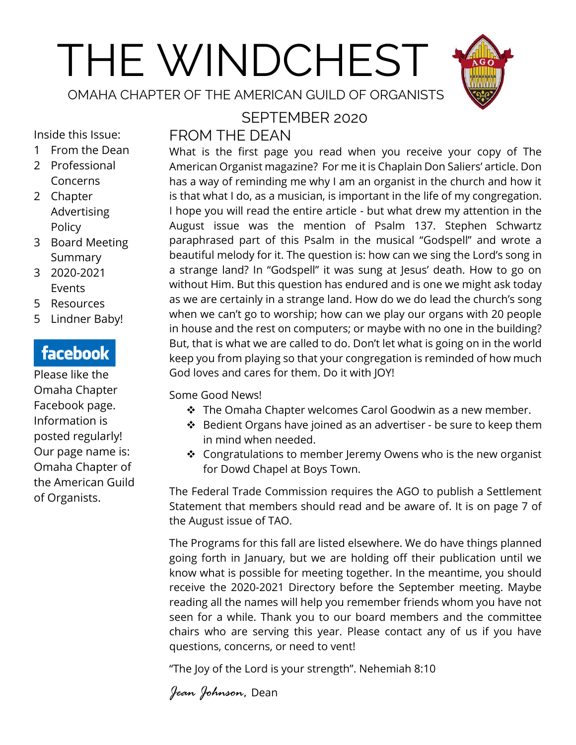# THE WINDCHEST

OMAHA CHAPTER OF THE AMERICAN GUILD OF ORGANISTS

SEPTEMBER 2020

Inside this Issue:

1 From the Dean
2 Professional Concerns
2 Chapter Advertising Policy
3 Board Meeting Summary
3 2020-2021 Events
5 Resources
5 Lindner Baby!

**facebook**

Please like the Omaha Chapter Facebook page. Information is posted regularly! Our page name is: Omaha Chapter of the American Guild of Organists.

## FROM THE DEAN

What is the first page you read when you receive your copy of The American Organist magazine? For me it is Chaplain Don Saliers' article. Don has a way of reminding me why I am an organist in the church and how it is that what I do, as a musician, is important in the life of my congregation. I hope you will read the entire article - but what drew my attention in the August issue was the mention of Psalm 137. Stephen Schwartz paraphrased part of this Psalm in the musical "Godspell" and wrote a beautiful melody for it. The question is: how can we sing the Lord's song in a strange land? In "Godspell" it was sung at Jesus' death. How to go on without Him. But this question has endured and is one we might ask today as we are certainly in a strange land. How do we do lead the church's song when we can't go to worship; how can we play our organs with 20 people in house and the rest on computers; or maybe with no one in the building? But, that is what we are called to do. Don't let what is going on in the world keep you from playing so that your congregation is reminded of how much God loves and cares for them. Do it with JOY!

Some Good News!

- The Omaha Chapter welcomes Carol Goodwin as a new member.
- Bedient Organs have joined as an advertiser - be sure to keep them in mind when needed.
- Congratulations to member Jeremy Owens who is the new organist for Dowd Chapel at Boys Town.

The Federal Trade Commission requires the AGO to publish a Settlement Statement that members should read and be aware of. It is on page 7 of the August issue of TAO.

The Programs for this fall are listed elsewhere. We do have things planned going forth in January, but we are holding off their publication until we know what is possible for meeting together. In the meantime, you should receive the 2020-2021 Directory before the September meeting. Maybe reading all the names will help you remember friends whom you have not seen for a while. Thank you to our board members and the committee chairs who are serving this year. Please contact any of us if you have questions, concerns, or need to vent!

"The Joy of the Lord is your strength". Nehemiah 8:10

*Jean Johnson*, Dean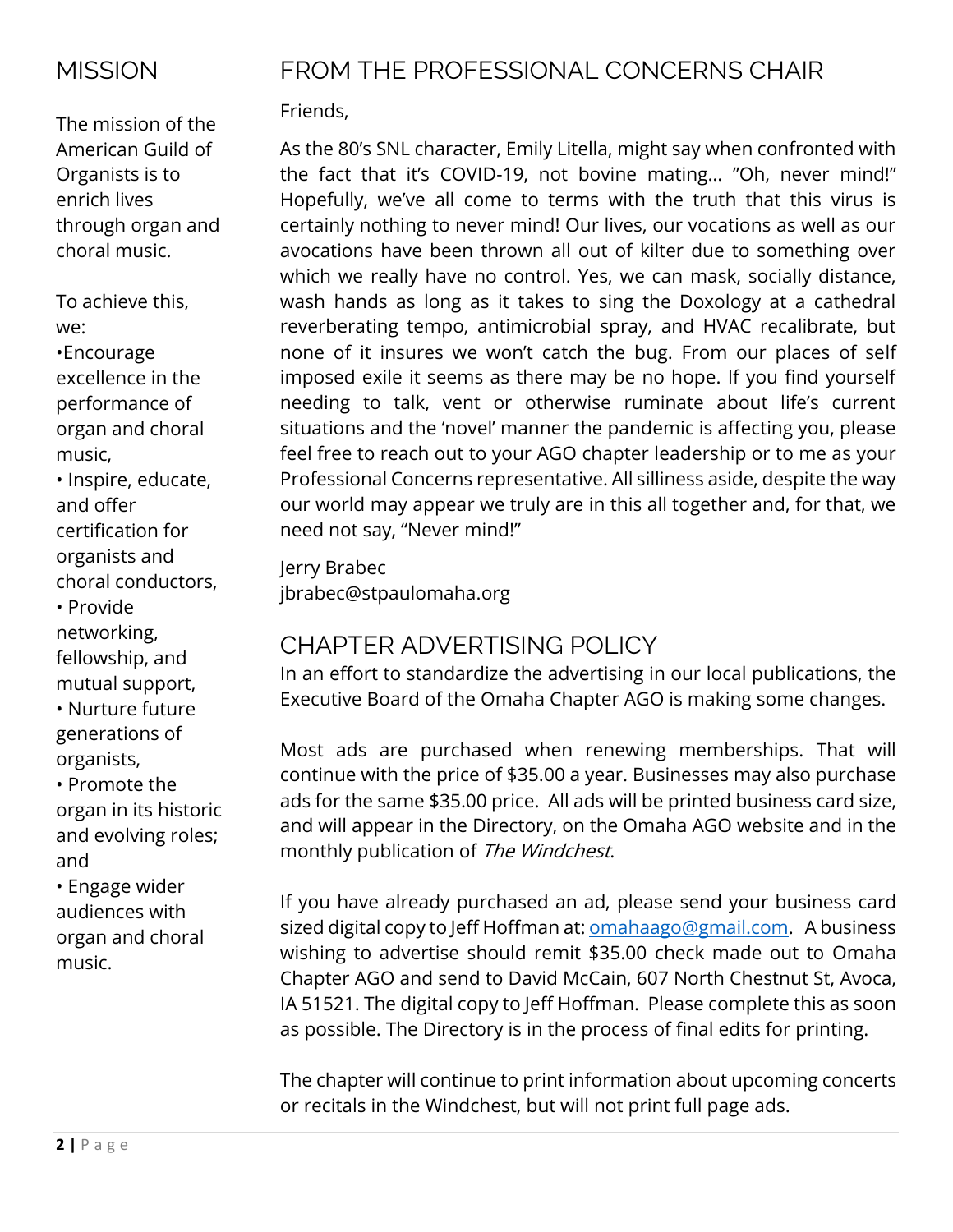## MISSION

The mission of the American Guild of Organists is to enrich lives through organ and choral music.

To achieve this, we:

- Encourage excellence in the performance of organ and choral music,
- Inspire, educate, and offer certification for organists and choral conductors,
- Provide networking, fellowship, and mutual support,
- Nurture future generations of organists,
- Promote the organ in its historic and evolving roles; and
- Engage wider audiences with organ and choral music.

## FROM THE PROFESSIONAL CONCERNS CHAIR

Friends,

As the 80's SNL character, Emily Litella, might say when confronted with the fact that it's COVID-19, not bovine mating… "Oh, never mind!" Hopefully, we've all come to terms with the truth that this virus is certainly nothing to never mind! Our lives, our vocations as well as our avocations have been thrown all out of kilter due to something over which we really have no control. Yes, we can mask, socially distance, wash hands as long as it takes to sing the Doxology at a cathedral reverberating tempo, antimicrobial spray, and HVAC recalibrate, but none of it insures we won't catch the bug. From our places of self imposed exile it seems as there may be no hope. If you find yourself needing to talk, vent or otherwise ruminate about life's current situations and the 'novel' manner the pandemic is affecting you, please feel free to reach out to your AGO chapter leadership or to me as your Professional Concerns representative. All silliness aside, despite the way our world may appear we truly are in this all together and, for that, we need not say, "Never mind!"

Jerry Brabec
jbrabec@stpaulomaha.org

## CHAPTER ADVERTISING POLICY

In an effort to standardize the advertising in our local publications, the Executive Board of the Omaha Chapter AGO is making some changes.

Most ads are purchased when renewing memberships. That will continue with the price of $35.00 a year. Businesses may also purchase ads for the same $35.00 price. All ads will be printed business card size, and will appear in the Directory, on the Omaha AGO website and in the monthly publication of *The Windchest*.

If you have already purchased an ad, please send your business card sized digital copy to Jeff Hoffman at: omahaago@gmail.com. A business wishing to advertise should remit $35.00 check made out to Omaha Chapter AGO and send to David McCain, 607 North Chestnut St, Avoca, IA 51521. The digital copy to Jeff Hoffman. Please complete this as soon as possible. The Directory is in the process of final edits for printing.

The chapter will continue to print information about upcoming concerts or recitals in the Windchest, but will not print full page ads.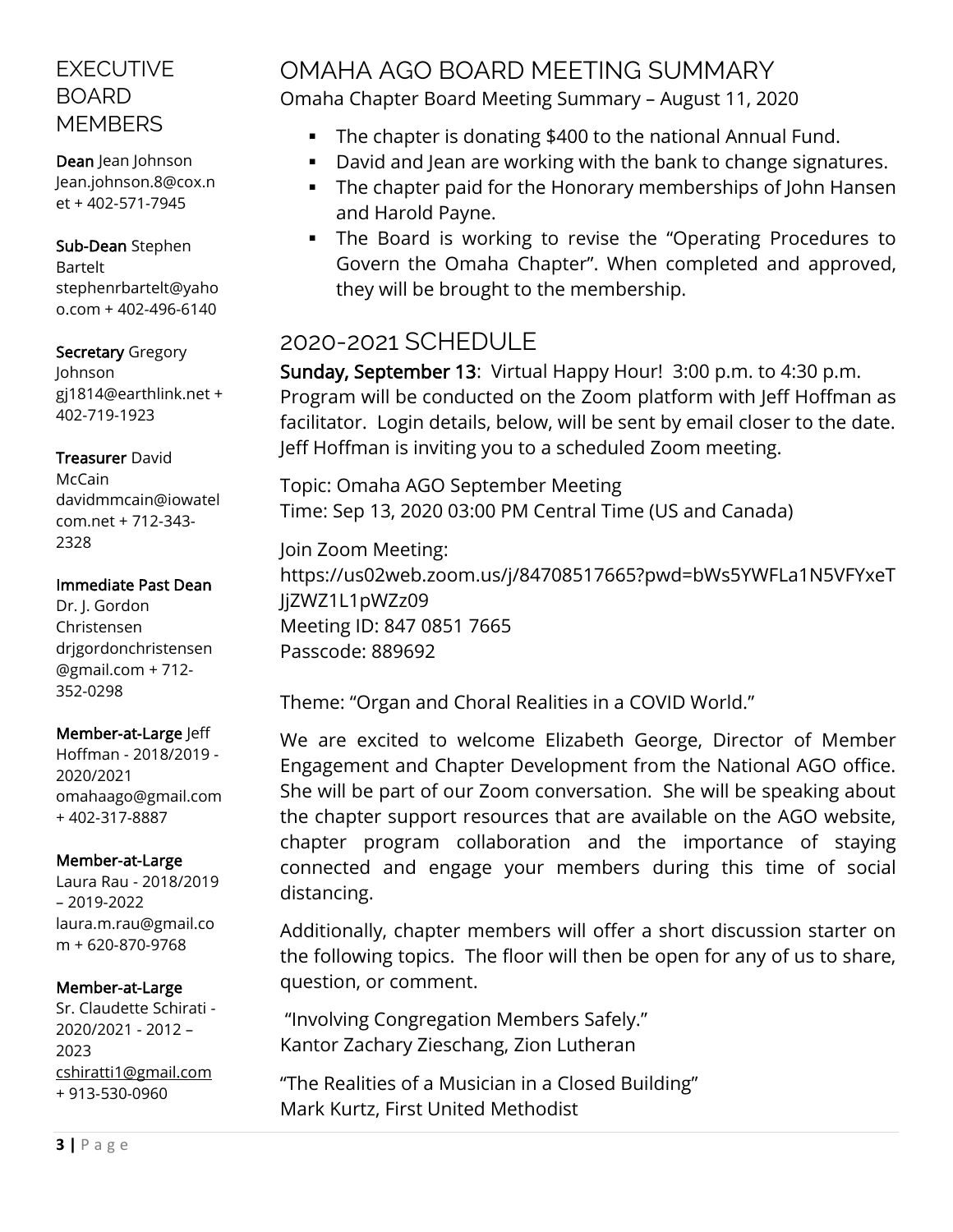## EXECUTIVE BOARD MEMBERS

**Dean** Jean Johnson Jean.johnson.8@cox.net + 402-571-7945

**Sub-Dean** Stephen Bartelt stephenrbartelt@yahoo.com + 402-496-6140

**Secretary** Gregory Johnson gj1814@earthlink.net + 402-719-1923

**Treasurer** David McCain davidmmcain@iowatelcom.net + 712-343-2328

**Immediate Past Dean** Dr. J. Gordon Christensen drjgordonchristensen@gmail.com + 712-352-0298

**Member-at-Large** Jeff Hoffman - 2018/2019 - 2020/2021 omahaago@gmail.com + 402-317-8887

**Member-at-Large** Laura Rau - 2018/2019 – 2019-2022 laura.m.rau@gmail.com + 620-870-9768

**Member-at-Large** Sr. Claudette Schirati - 2020/2021 - 2012 – 2023 cshiratti1@gmail.com + 913-530-0960

# OMAHA AGO BOARD MEETING SUMMARY

Omaha Chapter Board Meeting Summary – August 11, 2020

- The chapter is donating $400 to the national Annual Fund.
- David and Jean are working with the bank to change signatures.
- The chapter paid for the Honorary memberships of John Hansen and Harold Payne.
- The Board is working to revise the "Operating Procedures to Govern the Omaha Chapter". When completed and approved, they will be brought to the membership.

## 2020-2021 SCHEDULE

**Sunday, September 13**: Virtual Happy Hour! 3:00 p.m. to 4:30 p.m. Program will be conducted on the Zoom platform with Jeff Hoffman as facilitator. Login details, below, will be sent by email closer to the date. Jeff Hoffman is inviting you to a scheduled Zoom meeting.

Topic: Omaha AGO September Meeting
Time: Sep 13, 2020 03:00 PM Central Time (US and Canada)

Join Zoom Meeting:
https://us02web.zoom.us/j/84708517665?pwd=bWs5YWFLa1N5VFYxeTJjZWZ1L1pWZz09
Meeting ID: 847 0851 7665
Passcode: 889692

Theme: "Organ and Choral Realities in a COVID World."

We are excited to welcome Elizabeth George, Director of Member Engagement and Chapter Development from the National AGO office. She will be part of our Zoom conversation. She will be speaking about the chapter support resources that are available on the AGO website, chapter program collaboration and the importance of staying connected and engage your members during this time of social distancing.

Additionally, chapter members will offer a short discussion starter on the following topics. The floor will then be open for any of us to share, question, or comment.

"Involving Congregation Members Safely."
Kantor Zachary Zieschang, Zion Lutheran

"The Realities of a Musician in a Closed Building"
Mark Kurtz, First United Methodist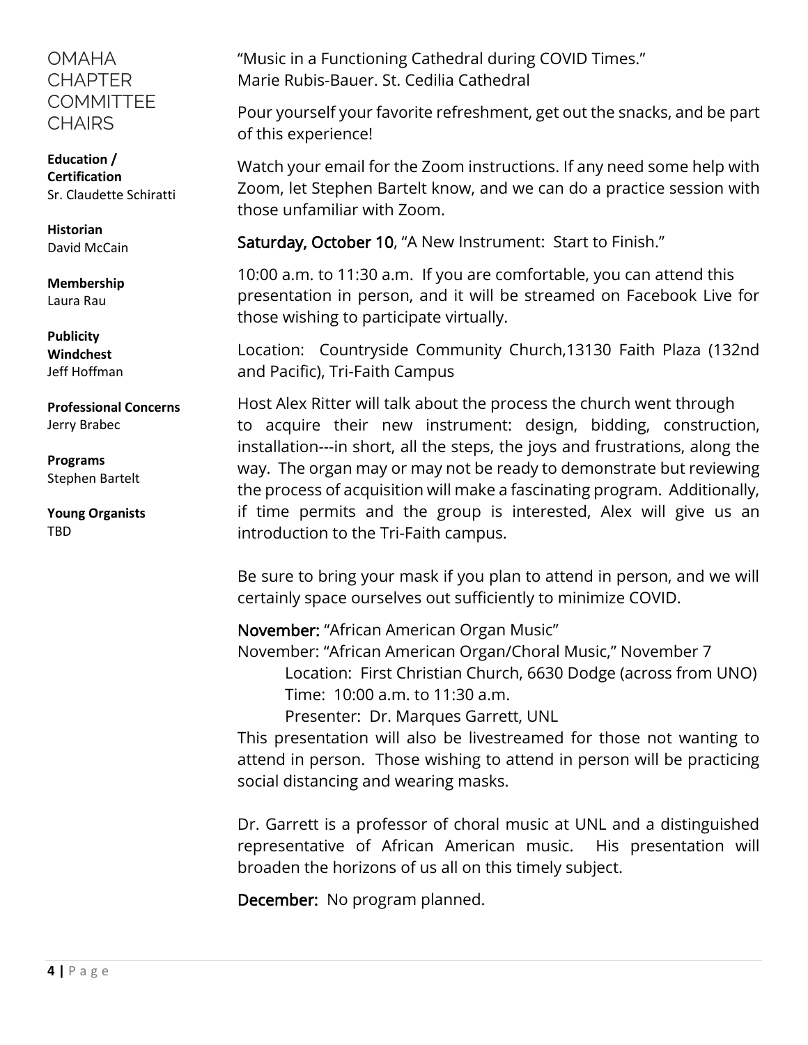## OMAHA CHAPTER COMMITTEE CHAIRS

**Education / Certification**
Sr. Claudette Schiratti

**Historian**
David McCain

**Membership**
Laura Rau

**Publicity**
**Windchest**
Jeff Hoffman

**Professional Concerns**
Jerry Brabec

**Programs**
Stephen Bartelt

**Young Organists**
TBD

"Music in a Functioning Cathedral during COVID Times."
Marie Rubis-Bauer. St. Cecilia Cathedral

Pour yourself your favorite refreshment, get out the snacks, and be part of this experience!

Watch your email for the Zoom instructions. If any need some help with Zoom, let Stephen Bartelt know, and we can do a practice session with those unfamiliar with Zoom.

Saturday, October 10, "A New Instrument: Start to Finish."

10:00 a.m. to 11:30 a.m. If you are comfortable, you can attend this presentation in person, and it will be streamed on Facebook Live for those wishing to participate virtually.

Location: Countryside Community Church,13130 Faith Plaza (132nd and Pacific), Tri-Faith Campus

Host Alex Ritter will talk about the process the church went through to acquire their new instrument: design, bidding, construction, installation---in short, all the steps, the joys and frustrations, along the way. The organ may or may not be ready to demonstrate but reviewing the process of acquisition will make a fascinating program. Additionally, if time permits and the group is interested, Alex will give us an introduction to the Tri-Faith campus.

Be sure to bring your mask if you plan to attend in person, and we will certainly space ourselves out sufficiently to minimize COVID.

November: "African American Organ Music"
November: "African American Organ/Choral Music," November 7
Location: First Christian Church, 6630 Dodge (across from UNO)
Time: 10:00 a.m. to 11:30 a.m.
Presenter: Dr. Marques Garrett, UNL
This presentation will also be livestreamed for those not wanting to attend in person. Those wishing to attend in person will be practicing social distancing and wearing masks.

Dr. Garrett is a professor of choral music at UNL and a distinguished representative of African American music. His presentation will broaden the horizons of us all on this timely subject.

December: No program planned.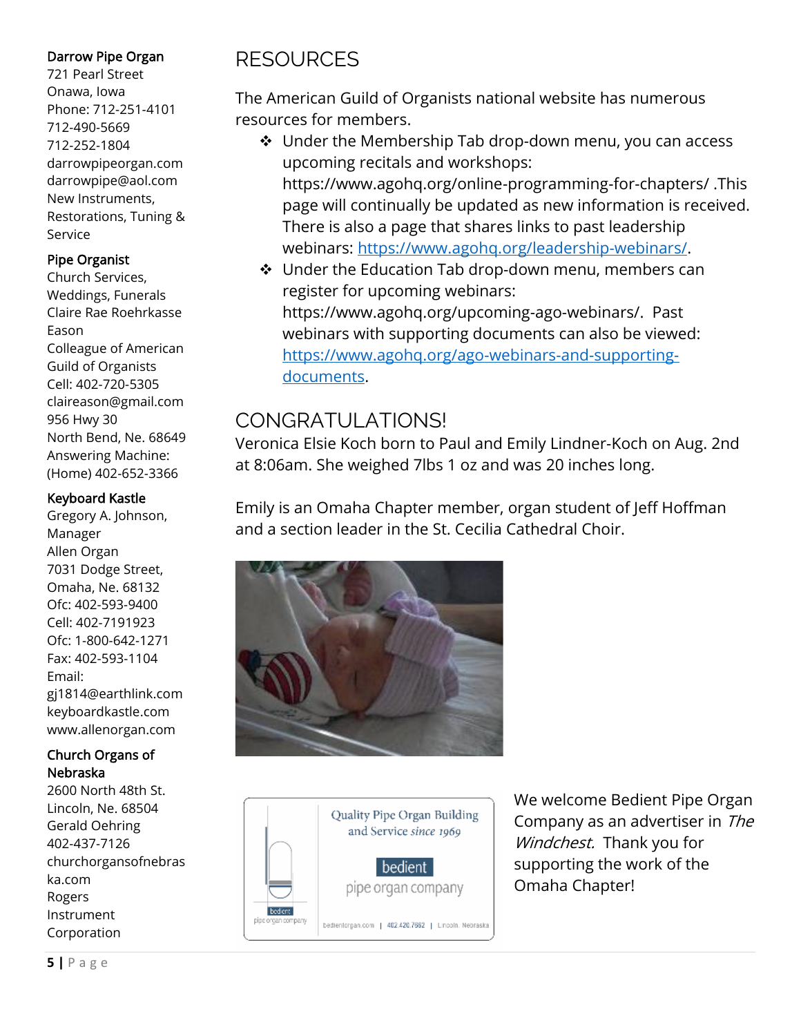**Darrow Pipe Organ**
721 Pearl Street
Onawa, Iowa
Phone: 712-251-4101
712-490-5669
712-252-1804
darrowpipeorgan.com
darrowpipe@aol.com
New Instruments, Restorations, Tuning & Service

**Pipe Organist**
Church Services, Weddings, Funerals
Claire Rae Roehrkasse Eason
Colleague of American Guild of Organists
Cell: 402-720-5305
claireason@gmail.com
956 Hwy 30
North Bend, Ne. 68649
Answering Machine: (Home) 402-652-3366

**Keyboard Kastle**
Gregory A. Johnson, Manager
Allen Organ
7031 Dodge Street, Omaha, Ne. 68132
Ofc: 402-593-9400
Cell: 402-7191923
Ofc: 1-800-642-1271
Fax: 402-593-1104
Email: gj1814@earthlink.com
keyboardkastle.com
www.allenorgan.com

**Church Organs of Nebraska**
2600 North 48th St.
Lincoln, Ne. 68504
Gerald Oehring
402-437-7126
churchorgansofnebraska.com
Rogers Instrument Corporation

# RESOURCES

The American Guild of Organists national website has numerous resources for members.

- Under the Membership Tab drop-down menu, you can access upcoming recitals and workshops: https://www.agohq.org/online-programming-for-chapters/ .This page will continually be updated as new information is received. There is also a page that shares links to past leadership webinars: https://www.agohq.org/leadership-webinars/.
- Under the Education Tab drop-down menu, members can register for upcoming webinars: https://www.agohq.org/upcoming-ago-webinars/. Past webinars with supporting documents can also be viewed: https://www.agohq.org/ago-webinars-and-supporting-documents.

# CONGRATULATIONS!

Veronica Elsie Koch born to Paul and Emily Lindner-Koch on Aug. 2nd at 8:06am. She weighed 7lbs 1 oz and was 20 inches long.

Emily is an Omaha Chapter member, organ student of Jeff Hoffman and a section leader in the St. Cecilia Cathedral Choir.

Quality Pipe Organ Building and Service *since 1969*
bedient
pipe organ company
bedientorgan.com | 402.420.7662 | Lincoln, Nebraska

We welcome Bedient Pipe Organ Company as an advertiser in *The Windchest.* Thank you for supporting the work of the Omaha Chapter!